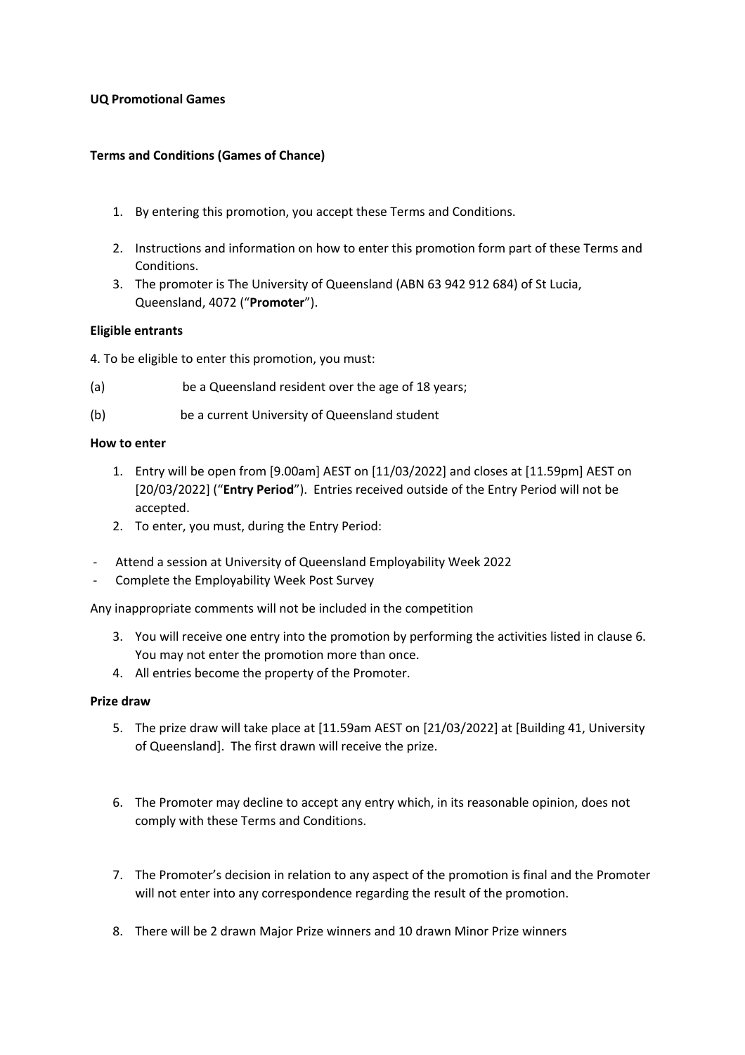**UQ Promotional Games**

**Terms and Conditions (Games of Chance)**

1. By entering this promotion, you accept these Terms and Conditions.

2. Instructions and information on how to enter this promotion form part of these Terms and Conditions.
3. The promoter is The University of Queensland (ABN 63 942 912 684) of St Lucia, Queensland, 4072 ("**Promoter**").

**Eligible entrants**

4. To be eligible to enter this promotion, you must:

(a) be a Queensland resident over the age of 18 years;

(b) be a current University of Queensland student

**How to enter**

1. Entry will be open from [9.00am] AEST on [11/03/2022] and closes at [11.59pm] AEST on [20/03/2022] ("**Entry Period**"). Entries received outside of the Entry Period will not be accepted.
2. To enter, you must, during the Entry Period:

- Attend a session at University of Queensland Employability Week 2022
- Complete the Employability Week Post Survey

Any inappropriate comments will not be included in the competition

3. You will receive one entry into the promotion by performing the activities listed in clause 6. You may not enter the promotion more than once.
4. All entries become the property of the Promoter.

**Prize draw**

5. The prize draw will take place at [11.59am AEST on [21/03/2022] at [Building 41, University of Queensland]. The first drawn will receive the prize.

6. The Promoter may decline to accept any entry which, in its reasonable opinion, does not comply with these Terms and Conditions.

7. The Promoter's decision in relation to any aspect of the promotion is final and the Promoter will not enter into any correspondence regarding the result of the promotion.

8. There will be 2 drawn Major Prize winners and 10 drawn Minor Prize winners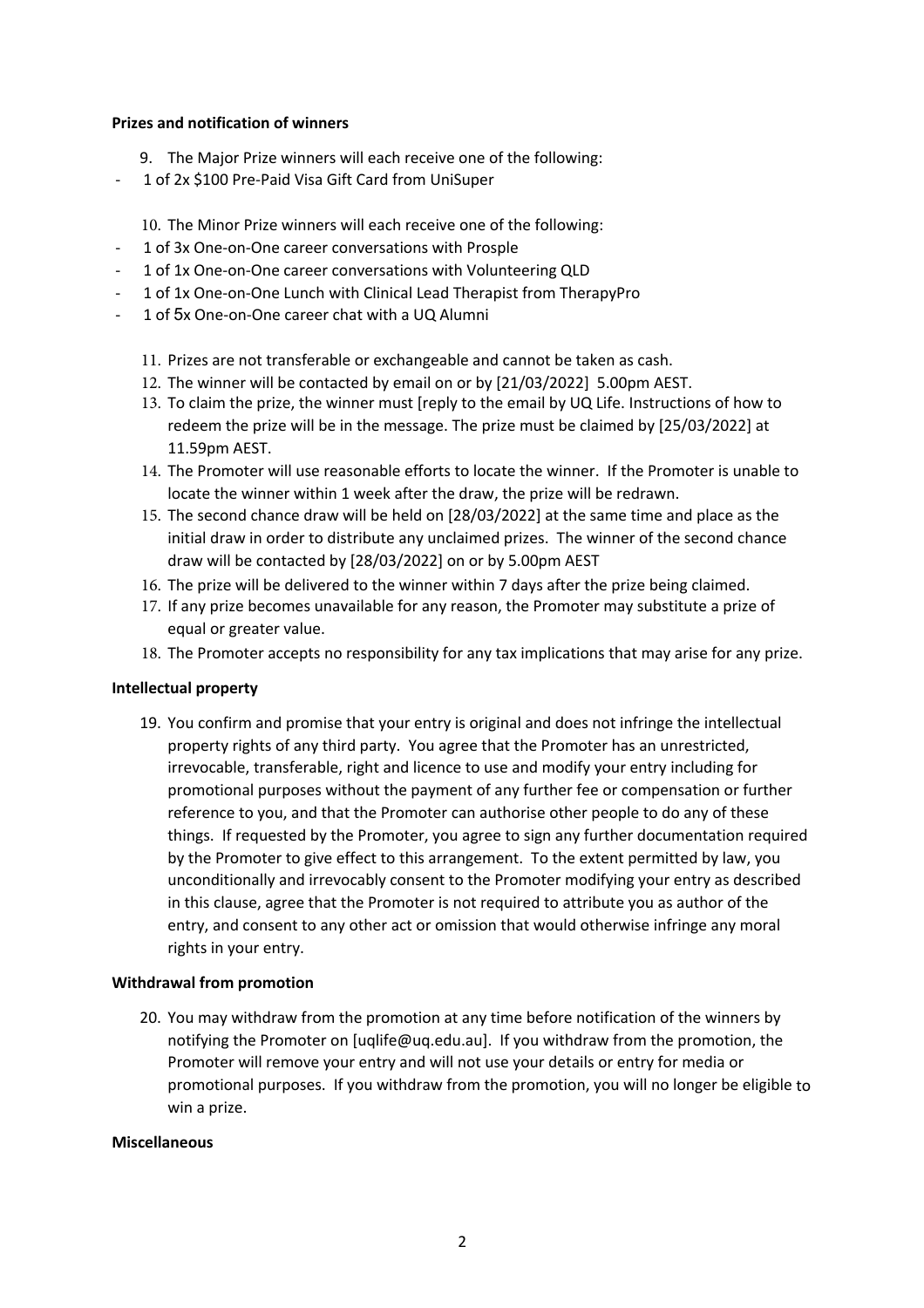**Prizes and notification of winners**

9. The Major Prize winners will each receive one of the following:

- 1 of 2x $100 Pre-Paid Visa Gift Card from UniSuper

10. The Minor Prize winners will each receive one of the following:

- 1 of 3x One-on-One career conversations with Prosple
- 1 of 1x One-on-One career conversations with Volunteering QLD
- 1 of 1x One-on-One Lunch with Clinical Lead Therapist from TherapyPro
- 1 of 5x One-on-One career chat with a UQ Alumni

11. Prizes are not transferable or exchangeable and cannot be taken as cash.
12. The winner will be contacted by email on or by [21/03/2022] 5.00pm AEST.
13. To claim the prize, the winner must [reply to the email by UQ Life. Instructions of how to redeem the prize will be in the message. The prize must be claimed by [25/03/2022] at 11.59pm AEST.
14. The Promoter will use reasonable efforts to locate the winner. If the Promoter is unable to locate the winner within 1 week after the draw, the prize will be redrawn.
15. The second chance draw will be held on [28/03/2022] at the same time and place as the initial draw in order to distribute any unclaimed prizes. The winner of the second chance draw will be contacted by [28/03/2022] on or by 5.00pm AEST
16. The prize will be delivered to the winner within 7 days after the prize being claimed.
17. If any prize becomes unavailable for any reason, the Promoter may substitute a prize of equal or greater value.
18. The Promoter accepts no responsibility for any tax implications that may arise for any prize.

**Intellectual property**

19. You confirm and promise that your entry is original and does not infringe the intellectual property rights of any third party. You agree that the Promoter has an unrestricted, irrevocable, transferable, right and licence to use and modify your entry including for promotional purposes without the payment of any further fee or compensation or further reference to you, and that the Promoter can authorise other people to do any of these things. If requested by the Promoter, you agree to sign any further documentation required by the Promoter to give effect to this arrangement. To the extent permitted by law, you unconditionally and irrevocably consent to the Promoter modifying your entry as described in this clause, agree that the Promoter is not required to attribute you as author of the entry, and consent to any other act or omission that would otherwise infringe any moral rights in your entry.

**Withdrawal from promotion**

20. You may withdraw from the promotion at any time before notification of the winners by notifying the Promoter on [uqlife@uq.edu.au]. If you withdraw from the promotion, the Promoter will remove your entry and will not use your details or entry for media or promotional purposes. If you withdraw from the promotion, you will no longer be eligible to win a prize.

**Miscellaneous**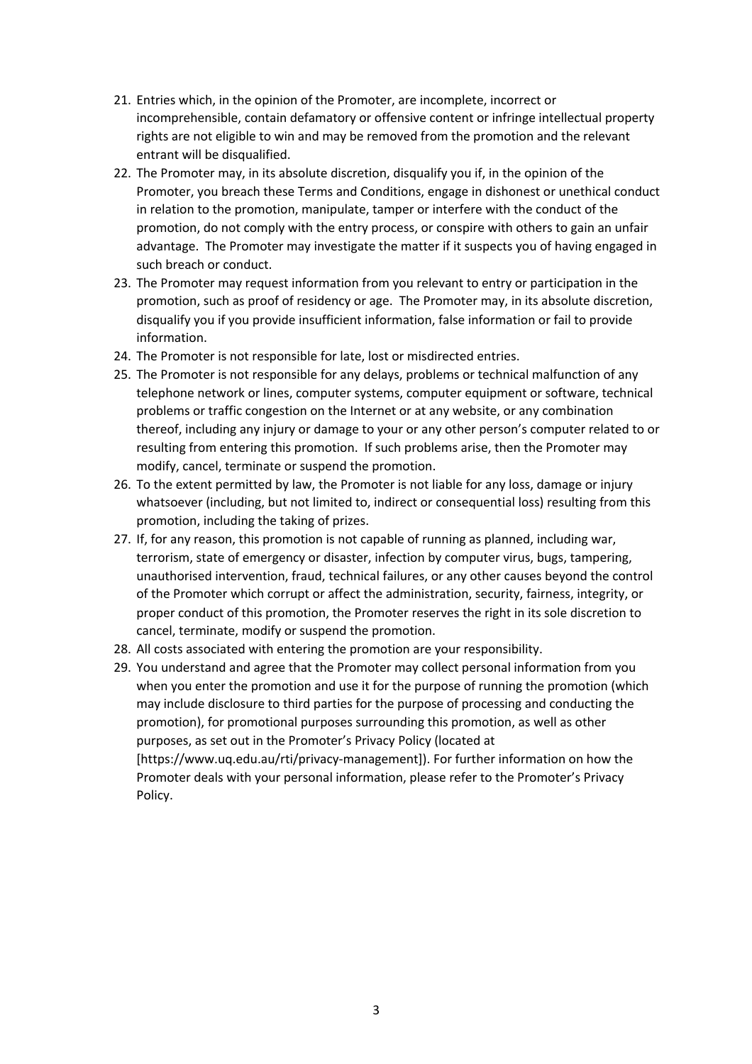21. Entries which, in the opinion of the Promoter, are incomplete, incorrect or incomprehensible, contain defamatory or offensive content or infringe intellectual property rights are not eligible to win and may be removed from the promotion and the relevant entrant will be disqualified.
22. The Promoter may, in its absolute discretion, disqualify you if, in the opinion of the Promoter, you breach these Terms and Conditions, engage in dishonest or unethical conduct in relation to the promotion, manipulate, tamper or interfere with the conduct of the promotion, do not comply with the entry process, or conspire with others to gain an unfair advantage. The Promoter may investigate the matter if it suspects you of having engaged in such breach or conduct.
23. The Promoter may request information from you relevant to entry or participation in the promotion, such as proof of residency or age. The Promoter may, in its absolute discretion, disqualify you if you provide insufficient information, false information or fail to provide information.
24. The Promoter is not responsible for late, lost or misdirected entries.
25. The Promoter is not responsible for any delays, problems or technical malfunction of any telephone network or lines, computer systems, computer equipment or software, technical problems or traffic congestion on the Internet or at any website, or any combination thereof, including any injury or damage to your or any other person's computer related to or resulting from entering this promotion. If such problems arise, then the Promoter may modify, cancel, terminate or suspend the promotion.
26. To the extent permitted by law, the Promoter is not liable for any loss, damage or injury whatsoever (including, but not limited to, indirect or consequential loss) resulting from this promotion, including the taking of prizes.
27. If, for any reason, this promotion is not capable of running as planned, including war, terrorism, state of emergency or disaster, infection by computer virus, bugs, tampering, unauthorised intervention, fraud, technical failures, or any other causes beyond the control of the Promoter which corrupt or affect the administration, security, fairness, integrity, or proper conduct of this promotion, the Promoter reserves the right in its sole discretion to cancel, terminate, modify or suspend the promotion.
28. All costs associated with entering the promotion are your responsibility.
29. You understand and agree that the Promoter may collect personal information from you when you enter the promotion and use it for the purpose of running the promotion (which may include disclosure to third parties for the purpose of processing and conducting the promotion), for promotional purposes surrounding this promotion, as well as other purposes, as set out in the Promoter's Privacy Policy (located at [https://www.uq.edu.au/rti/privacy-management]). For further information on how the Promoter deals with your personal information, please refer to the Promoter's Privacy Policy.